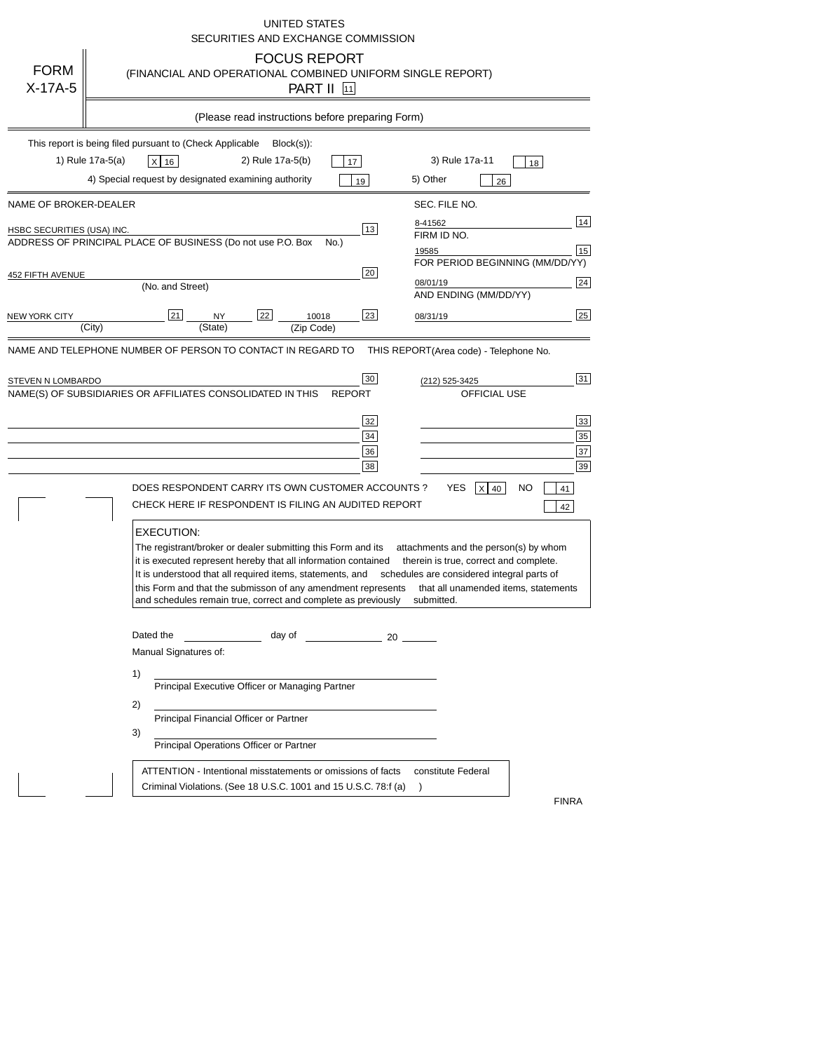UNITED STATES
SECURITIES AND EXCHANGE COMMISSION

# FORM X-17A-5

## FOCUS REPORT
(FINANCIAL AND OPERATIONAL COMBINED UNIFORM SINGLE REPORT)
PART II [11]

(Please read instructions before preparing Form)

This report is being filed pursuant to (Check Applicable Block(s)):

1) Rule 17a-5(a) [X] [16]    2) Rule 17a-5(b) [ ] [17]    3) Rule 17a-11 [ ] [18]
4) Special request by designated examining authority [ ] [19]    5) Other [ ] [26]

| | | | |
|---|---|---|---|
| NAME OF BROKER-DEALER | | SEC. FILE NO. | |
| HSBC SECURITIES (USA) INC. | [13] | 8-41562 | [14] |
| ADDRESS OF PRINCIPAL PLACE OF BUSINESS (Do not use P.O. Box No.) | | FIRM ID NO. | |
| | | 19585 | [15] |
| | | FOR PERIOD BEGINNING (MM/DD/YY) | |
| 452 FIFTH AVENUE (No. and Street) | [20] | 08/01/19 | [24] |
| | | AND ENDING (MM/DD/YY) | |
| NEW YORK CITY (City) [21] NY (State) [22] 10018 (Zip Code) | [23] | 08/31/19 | [25] |

NAME AND TELEPHONE NUMBER OF PERSON TO CONTACT IN REGARD TO THIS REPORT (Area code) - Telephone No.

| | | | |
|---|---|---|---|
| STEVEN N LOMBARDO | [30] | (212) 525-3425 | [31] |
| NAME(S) OF SUBSIDIARIES OR AFFILIATES CONSOLIDATED IN THIS REPORT | | OFFICIAL USE | |
| | [32] | | [33] |
| | [34] | | [35] |
| | [36] | | [37] |
| | [38] | | [39] |

DOES RESPONDENT CARRY ITS OWN CUSTOMER ACCOUNTS ? YES [X] [40] NO [ ] [41]

CHECK HERE IF RESPONDENT IS FILING AN AUDITED REPORT [ ] [42]

**EXECUTION:**
The registrant/broker or dealer submitting this Form and its attachments and the person(s) by whom it is executed represent hereby that all information contained therein is true, correct and complete. It is understood that all required items, statements, and schedules are considered integral parts of this Form and that the submisson of any amendment represents that all unamended items, statements and schedules remain true, correct and complete as previously submitted.

Dated the ____________ day of ____________ 20 ______

Manual Signatures of:

1) ______________________________
Principal Executive Officer or Managing Partner

2) ______________________________
Principal Financial Officer or Partner

3) ______________________________
Principal Operations Officer or Partner

ATTENTION - Intentional misstatements or omissions of facts constitute Federal Criminal Violations. (See 18 U.S.C. 1001 and 15 U.S.C. 78:f (a) )

FINRA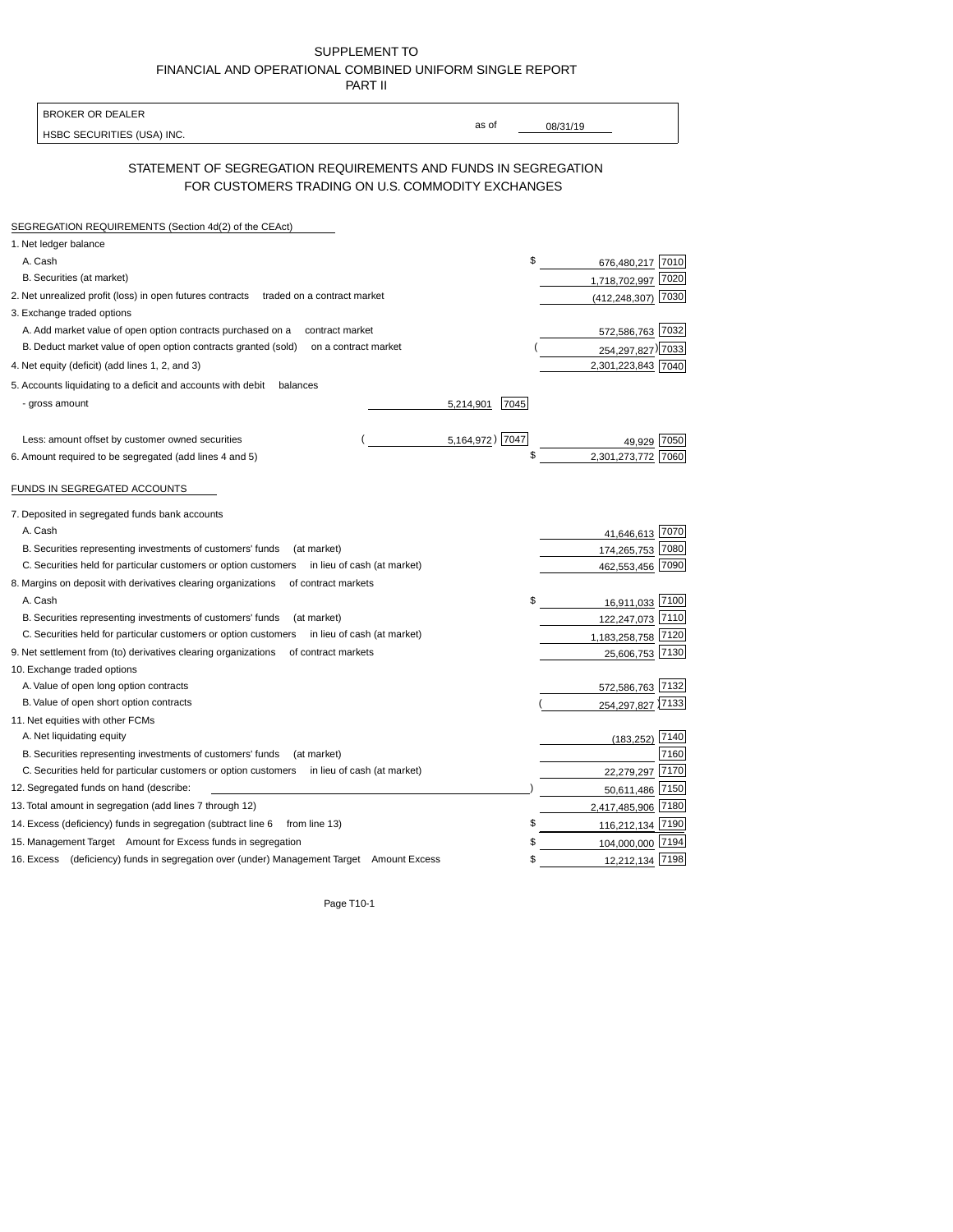SUPPLEMENT TO
FINANCIAL AND OPERATIONAL COMBINED UNIFORM SINGLE REPORT
PART II

| BROKER OR DEALER | | |
|---|---|---|
| HSBC SECURITIES (USA) INC. | as of | 08/31/19 |

## STATEMENT OF SEGREGATION REQUIREMENTS AND FUNDS IN SEGREGATION FOR CUSTOMERS TRADING ON U.S. COMMODITY EXCHANGES

SEGREGATION REQUIREMENTS (Section 4d(2) of the CEAct)

| | | | | |
|---|---|---|---|---|
| 1. Net ledger balance | | | | |
| A. Cash | | | $ 676,480,217 | 7010 |
| B. Securities (at market) | | | 1,718,702,997 | 7020 |
| 2. Net unrealized profit (loss) in open futures contracts traded on a contract market | | | (412,248,307) | 7030 |
| 3. Exchange traded options | | | | |
| A. Add market value of open option contracts purchased on a contract market | | | 572,586,763 | 7032 |
| B. Deduct market value of open option contracts granted (sold) on a contract market | | | (254,297,827) | 7033 |
| 4. Net equity (deficit) (add lines 1, 2, and 3) | | | 2,301,223,843 | 7040 |
| 5. Accounts liquidating to a deficit and accounts with debit balances | | | | |
| - gross amount | 5,214,901 | 7045 | | |
| Less: amount offset by customer owned securities | (5,164,972) | 7047 | 49,929 | 7050 |
| 6. Amount required to be segregated (add lines 4 and 5) | | | $ 2,301,273,772 | 7060 |

FUNDS IN SEGREGATED ACCOUNTS

| | | |
|---|---|---|
| 7. Deposited in segregated funds bank accounts | | |
| A. Cash | 41,646,613 | 7070 |
| B. Securities representing investments of customers' funds (at market) | 174,265,753 | 7080 |
| C. Securities held for particular customers or option customers in lieu of cash (at market) | 462,553,456 | 7090 |
| 8. Margins on deposit with derivatives clearing organizations of contract markets | | |
| A. Cash | $ 16,911,033 | 7100 |
| B. Securities representing investments of customers' funds (at market) | 122,247,073 | 7110 |
| C. Securities held for particular customers or option customers in lieu of cash (at market) | 1,183,258,758 | 7120 |
| 9. Net settlement from (to) derivatives clearing organizations of contract markets | 25,606,753 | 7130 |
| 10. Exchange traded options | | |
| A. Value of open long option contracts | 572,586,763 | 7132 |
| B. Value of open short option contracts | (254,297,827) | 7133 |
| 11. Net equities with other FCMs | | |
| A. Net liquidating equity | (183,252) | 7140 |
| B. Securities representing investments of customers' funds (at market) | | 7160 |
| C. Securities held for particular customers or option customers in lieu of cash (at market) | 22,279,297 | 7170 |
| 12. Segregated funds on hand (describe: ) | 50,611,486 | 7150 |
| 13. Total amount in segregation (add lines 7 through 12) | 2,417,485,906 | 7180 |
| 14. Excess (deficiency) funds in segregation (subtract line 6 from line 13) | $ 116,212,134 | 7190 |
| 15. Management Target Amount for Excess funds in segregation | $ 104,000,000 | 7194 |
| 16. Excess (deficiency) funds in segregation over (under) Management Target Amount Excess | $ 12,212,134 | 7198 |

Page T10-1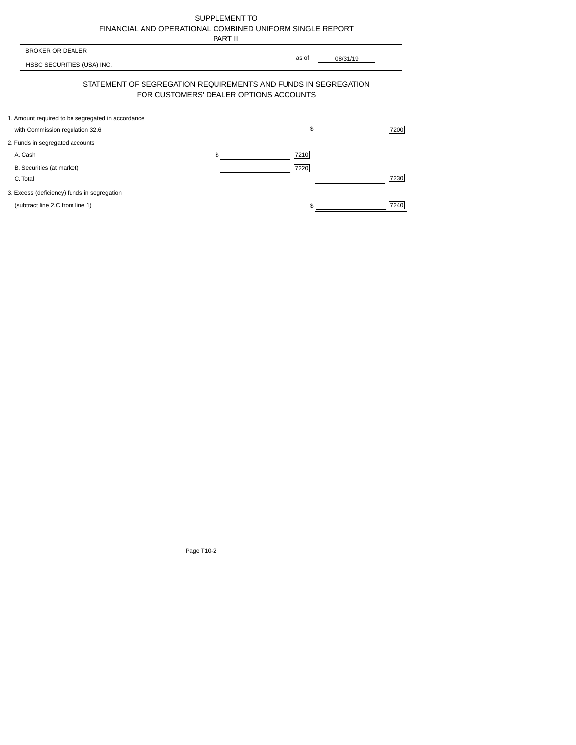SUPPLEMENT TO
FINANCIAL AND OPERATIONAL COMBINED UNIFORM SINGLE REPORT
PART II

| BROKER OR DEALER | |
|---|---|
| HSBC SECURITIES (USA) INC. | as of 08/31/19 |

## STATEMENT OF SEGREGATION REQUIREMENTS AND FUNDS IN SEGREGATION FOR CUSTOMERS' DEALER OPTIONS ACCOUNTS

| | | | | |
|---|---|---|---|---|
| 1. Amount required to be segregated in accordance with Commission regulation 32.6 | | | $ | 7200 |
| 2. Funds in segregated accounts | | | | |
| A. Cash | $ | 7210 | | |
| B. Securities (at market) | | 7220 | | |
| C. Total | | | | 7230 |
| 3. Excess (deficiency) funds in segregation (subtract line 2.C from line 1) | | | $ | 7240 |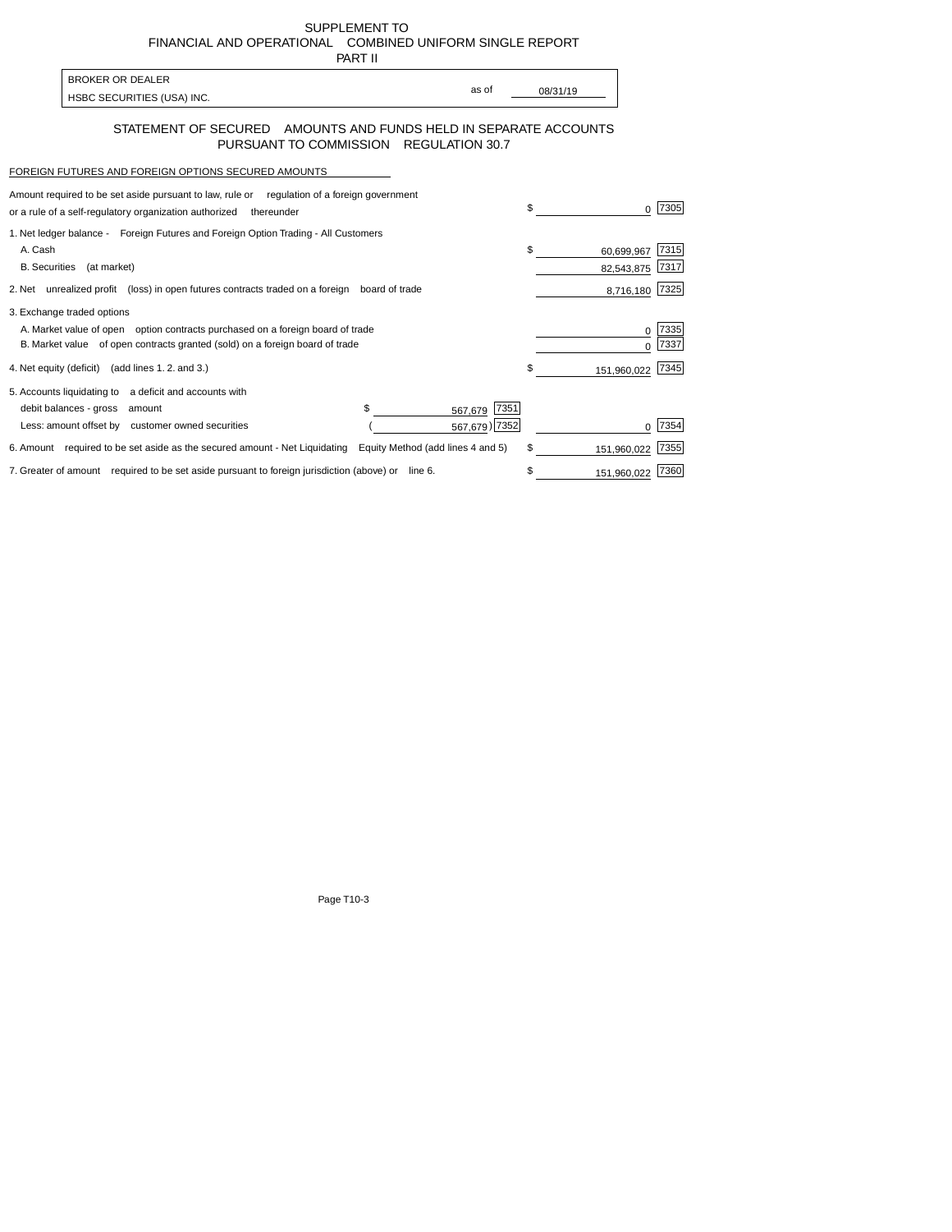SUPPLEMENT TO
FINANCIAL AND OPERATIONAL COMBINED UNIFORM SINGLE REPORT
PART II

| BROKER OR DEALER | | |
|---|---|---|
| HSBC SECURITIES (USA) INC. | as of | 08/31/19 |

## STATEMENT OF SECURED AMOUNTS AND FUNDS HELD IN SEPARATE ACCOUNTS PURSUANT TO COMMISSION REGULATION 30.7

FOREIGN FUTURES AND FOREIGN OPTIONS SECURED AMOUNTS

| Description | | | | Amount | Code |
|---|---|---|---|---|---|
| Amount required to be set aside pursuant to law, rule or regulation of a foreign government or a rule of a self-regulatory organization authorized thereunder | | | | $ 0 | 7305 |
| 1. Net ledger balance - Foreign Futures and Foreign Option Trading - All Customers | | | | | |
| A. Cash | | | | $ 60,699,967 | 7315 |
| B. Securities (at market) | | | | 82,543,875 | 7317 |
| 2. Net unrealized profit (loss) in open futures contracts traded on a foreign board of trade | | | | 8,716,180 | 7325 |
| 3. Exchange traded options | | | | | |
| A. Market value of open option contracts purchased on a foreign board of trade | | | | 0 | 7335 |
| B. Market value of open contracts granted (sold) on a foreign board of trade | | | | 0 | 7337 |
| 4. Net equity (deficit) (add lines 1. 2. and 3.) | | | | $ 151,960,022 | 7345 |
| 5. Accounts liquidating to a deficit and accounts with | | | | | |
| debit balances - gross amount | $ | 567,679 | 7351 | | |
| Less: amount offset by customer owned securities | ( | 567,679 ) | 7352 | 0 | 7354 |
| 6. Amount required to be set aside as the secured amount - Net Liquidating Equity Method (add lines 4 and 5) | | | | $ 151,960,022 | 7355 |
| 7. Greater of amount required to be set aside pursuant to foreign jurisdiction (above) or line 6. | | | | $ 151,960,022 | 7360 |

Page T10-3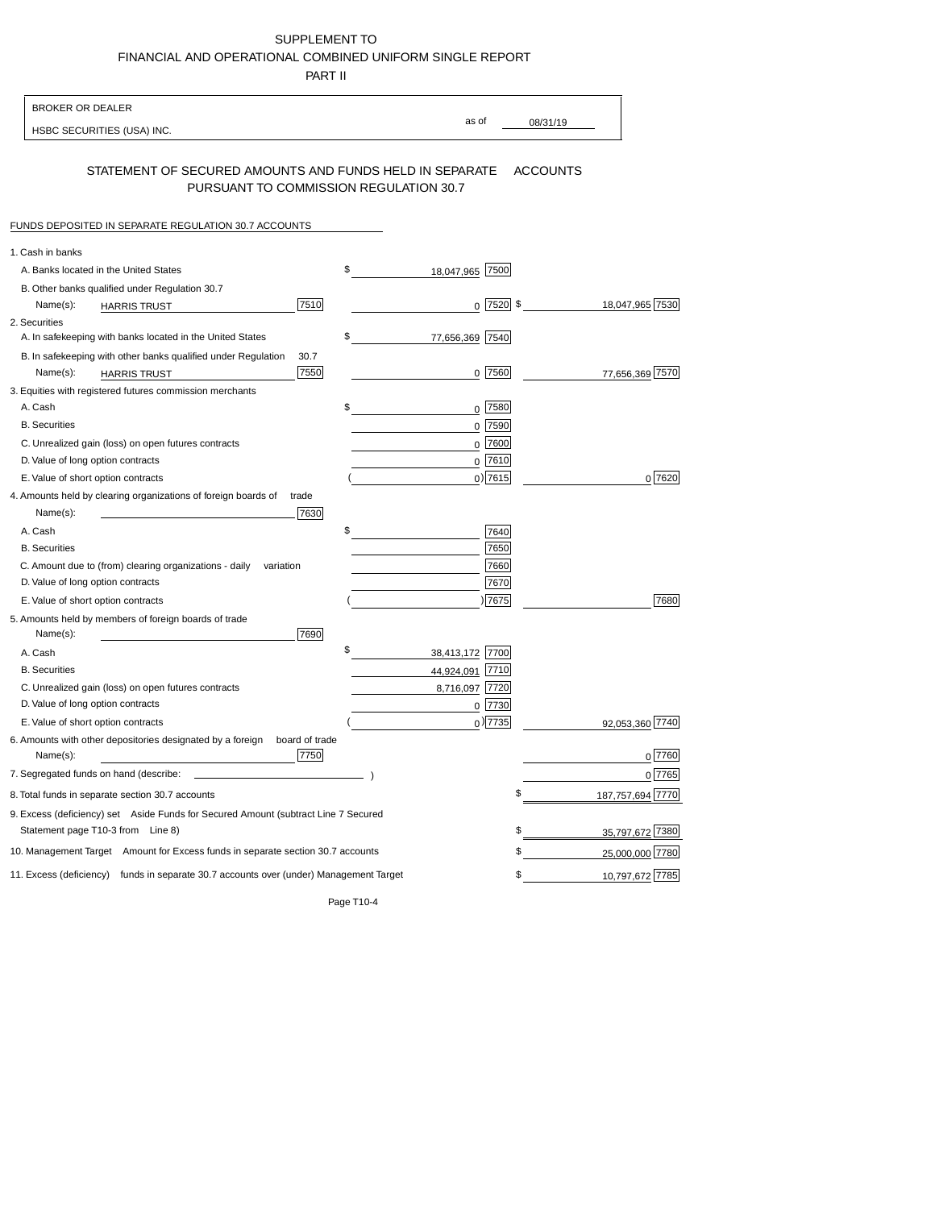SUPPLEMENT TO
FINANCIAL AND OPERATIONAL COMBINED UNIFORM SINGLE REPORT
PART II

| BROKER OR DEALER | |
|---|---|
| HSBC SECURITIES (USA) INC. | as of 08/31/19 |

## STATEMENT OF SECURED AMOUNTS AND FUNDS HELD IN SEPARATE ACCOUNTS PURSUANT TO COMMISSION REGULATION 30.7

FUNDS DEPOSITED IN SEPARATE REGULATION 30.7 ACCOUNTS

| | | | |
|---|---|---|---|
| 1. Cash in banks | | | |
| A. Banks located in the United States | | $ 18,047,965 [7500] | |
| B. Other banks qualified under Regulation 30.7 Name(s): HARRIS TRUST | [7510] | 0 [7520] | $ 18,047,965 [7530] |
| 2. Securities | | | |
| A. In safekeeping with banks located in the United States | | $ 77,656,369 [7540] | |
| B. In safekeeping with other banks qualified under Regulation 30.7 Name(s): HARRIS TRUST | [7550] | 0 [7560] | 77,656,369 [7570] |
| 3. Equities with registered futures commission merchants | | | |
| A. Cash | | $ 0 [7580] | |
| B. Securities | | 0 [7590] | |
| C. Unrealized gain (loss) on open futures contracts | | 0 [7600] | |
| D. Value of long option contracts | | 0 [7610] | |
| E. Value of short option contracts | | ( 0 ) [7615] | 0 [7620] |
| 4. Amounts held by clearing organizations of foreign boards of trade Name(s): | [7630] | | |
| A. Cash | | $ [7640] | |
| B. Securities | | [7650] | |
| C. Amount due to (from) clearing organizations - daily variation | | [7660] | |
| D. Value of long option contracts | | [7670] | |
| E. Value of short option contracts | | ( ) [7675] | [7680] |
| 5. Amounts held by members of foreign boards of trade Name(s): | [7690] | | |
| A. Cash | | $ 38,413,172 [7700] | |
| B. Securities | | 44,924,091 [7710] | |
| C. Unrealized gain (loss) on open futures contracts | | 8,716,097 [7720] | |
| D. Value of long option contracts | | 0 [7730] | |
| E. Value of short option contracts | | ( 0 ) [7735] | 92,053,360 [7740] |
| 6. Amounts with other depositories designated by a foreign board of trade Name(s): | [7750] | | 0 [7760] |
| 7. Segregated funds on hand (describe: ) | | | 0 [7765] |
| 8. Total funds in separate section 30.7 accounts | | | $ 187,757,694 [7770] |
| 9. Excess (deficiency) set Aside Funds for Secured Amount (subtract Line 7 Secured Statement page T10-3 from Line 8) | | | $ 35,797,672 [7380] |
| 10. Management Target Amount for Excess funds in separate section 30.7 accounts | | | $ 25,000,000 [7780] |
| 11. Excess (deficiency) funds in separate 30.7 accounts over (under) Management Target | | | $ 10,797,672 [7785] |

Page T10-4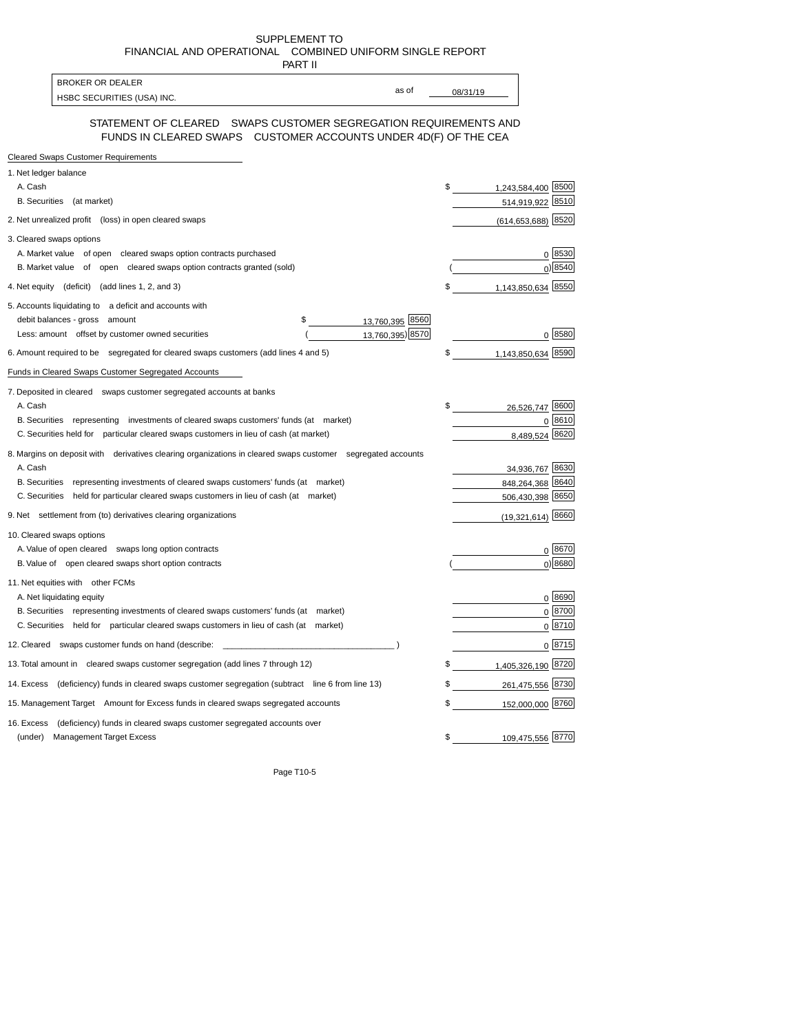SUPPLEMENT TO
FINANCIAL AND OPERATIONAL COMBINED UNIFORM SINGLE REPORT
PART II

| BROKER OR DEALER | | |
|---|---|---|
| HSBC SECURITIES (USA) INC. | as of | 08/31/19 |

## STATEMENT OF CLEARED SWAPS CUSTOMER SEGREGATION REQUIREMENTS AND FUNDS IN CLEARED SWAPS CUSTOMER ACCOUNTS UNDER 4D(F) OF THE CEA

| | | | | |
|---|---|---|---|---|
| **Cleared Swaps Customer Requirements** | | | | |
| 1. Net ledger balance | | | | |
| A. Cash | | | $ 1,243,584,400 | 8500 |
| B. Securities (at market) | | | 514,919,922 | 8510 |
| 2. Net unrealized profit (loss) in open cleared swaps | | | (614,653,688) | 8520 |
| 3. Cleared swaps options | | | | |
| A. Market value of open cleared swaps option contracts purchased | | | 0 | 8530 |
| B. Market value of open cleared swaps option contracts granted (sold) | | | ( 0) | 8540 |
| 4. Net equity (deficit) (add lines 1, 2, and 3) | | | $ 1,143,850,634 | 8550 |
| 5. Accounts liquidating to a deficit and accounts with | | | | |
| debit balances - gross amount | $ 13,760,395 | 8560 | | |
| Less: amount offset by customer owned securities | ( 13,760,395) | 8570 | 0 | 8580 |
| 6. Amount required to be segregated for cleared swaps customers (add lines 4 and 5) | | | $ 1,143,850,634 | 8590 |
| **Funds in Cleared Swaps Customer Segregated Accounts** | | | | |
| 7. Deposited in cleared swaps customer segregated accounts at banks | | | | |
| A. Cash | | | $ 26,526,747 | 8600 |
| B. Securities representing investments of cleared swaps customers' funds (at market) | | | 0 | 8610 |
| C. Securities held for particular cleared swaps customers in lieu of cash (at market) | | | 8,489,524 | 8620 |
| 8. Margins on deposit with derivatives clearing organizations in cleared swaps customer segregated accounts | | | | |
| A. Cash | | | 34,936,767 | 8630 |
| B. Securities representing investments of cleared swaps customers' funds (at market) | | | 848,264,368 | 8640 |
| C. Securities held for particular cleared swaps customers in lieu of cash (at market) | | | 506,430,398 | 8650 |
| 9. Net settlement from (to) derivatives clearing organizations | | | (19,321,614) | 8660 |
| 10. Cleared swaps options | | | | |
| A. Value of open cleared swaps long option contracts | | | 0 | 8670 |
| B. Value of open cleared swaps short option contracts | | | ( 0) | 8680 |
| 11. Net equities with other FCMs | | | | |
| A. Net liquidating equity | | | 0 | 8690 |
| B. Securities representing investments of cleared swaps customers' funds (at market) | | | 0 | 8700 |
| C. Securities held for particular cleared swaps customers in lieu of cash (at market) | | | 0 | 8710 |
| 12. Cleared swaps customer funds on hand (describe: ____________________________________ ) | | | 0 | 8715 |
| 13. Total amount in cleared swaps customer segregation (add lines 7 through 12) | | | $ 1,405,326,190 | 8720 |
| 14. Excess (deficiency) funds in cleared swaps customer segregation (subtract line 6 from line 13) | | | $ 261,475,556 | 8730 |
| 15. Management Target Amount for Excess funds in cleared swaps segregated accounts | | | $ 152,000,000 | 8760 |
| 16. Excess (deficiency) funds in cleared swaps customer segregated accounts over (under) Management Target Excess | | | $ 109,475,556 | 8770 |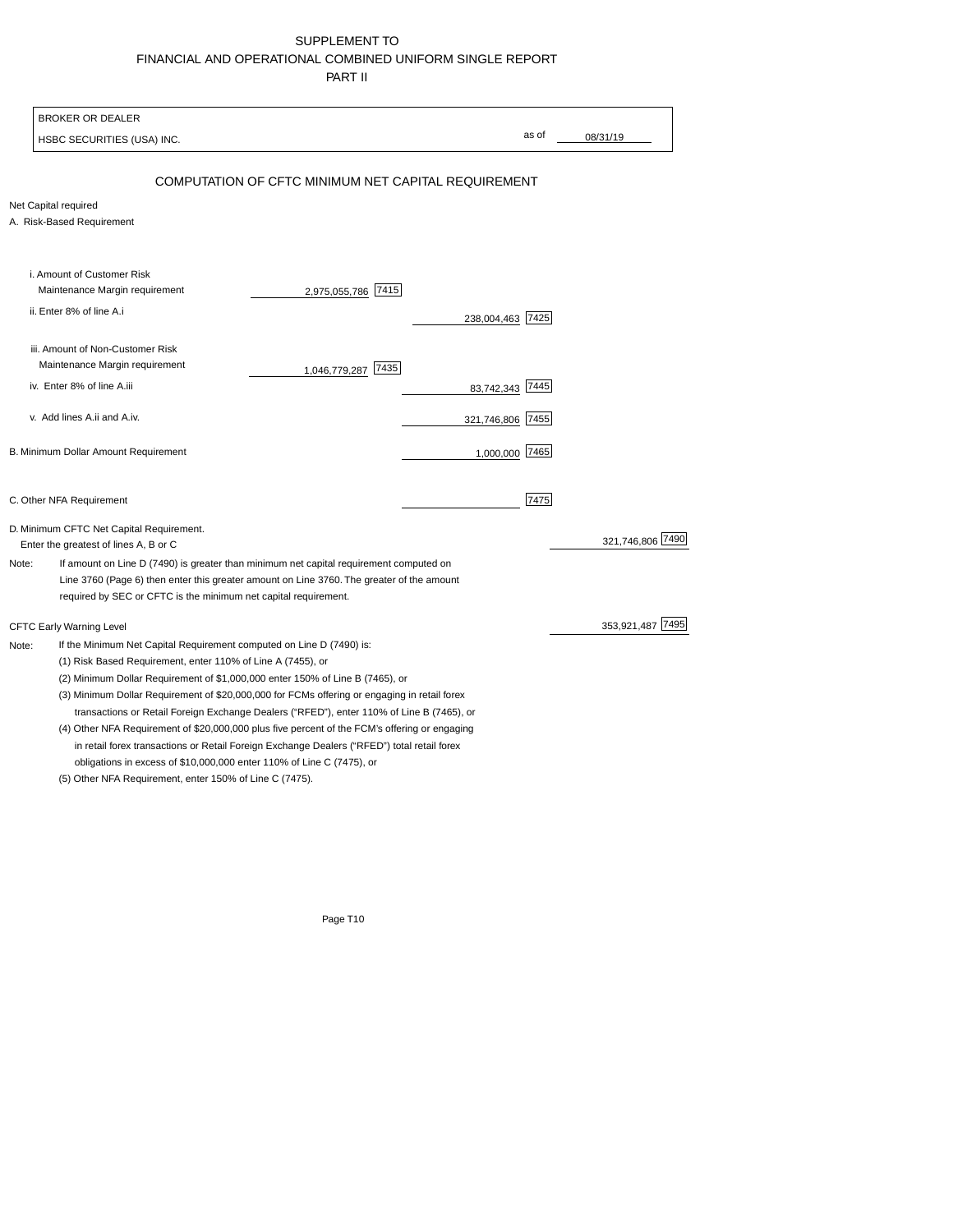SUPPLEMENT TO
FINANCIAL AND OPERATIONAL COMBINED UNIFORM SINGLE REPORT
PART II

| | |
|---|---|
| BROKER OR DEALER | |
| HSBC SECURITIES (USA) INC. | as of 08/31/19 |

## COMPUTATION OF CFTC MINIMUM NET CAPITAL REQUIREMENT

Net Capital required

A. Risk-Based Requirement

| | | | |
|---|---|---|---|
| i. Amount of Customer Risk Maintenance Margin requirement | 2,975,055,786 [7415] | | |
| ii. Enter 8% of line A.i | | 238,004,463 [7425] | |
| iii. Amount of Non-Customer Risk Maintenance Margin requirement | 1,046,779,287 [7435] | | |
| iv. Enter 8% of line A.iii | | 83,742,343 [7445] | |
| v. Add lines A.ii and A.iv. | | 321,746,806 [7455] | |
| B. Minimum Dollar Amount Requirement | | 1,000,000 [7465] | |
| C. Other NFA Requirement | | [7475] | |
| D. Minimum CFTC Net Capital Requirement. Enter the greatest of lines A, B or C | | | 321,746,806 [7490] |

Note: If amount on Line D (7490) is greater than minimum net capital requirement computed on Line 3760 (Page 6) then enter this greater amount on Line 3760. The greater of the amount required by SEC or CFTC is the minimum net capital requirement.

| | |
|---|---|
| CFTC Early Warning Level | 353,921,487 [7495] |

Note: If the Minimum Net Capital Requirement computed on Line D (7490) is:

(1) Risk Based Requirement, enter 110% of Line A (7455), or

(2) Minimum Dollar Requirement of $1,000,000 enter 150% of Line B (7465), or

(3) Minimum Dollar Requirement of $20,000,000 for FCMs offering or engaging in retail forex transactions or Retail Foreign Exchange Dealers ("RFED"), enter 110% of Line B (7465), or

(4) Other NFA Requirement of $20,000,000 plus five percent of the FCM's offering or engaging in retail forex transactions or Retail Foreign Exchange Dealers ("RFED") total retail forex obligations in excess of $10,000,000 enter 110% of Line C (7475), or

(5) Other NFA Requirement, enter 150% of Line C (7475).